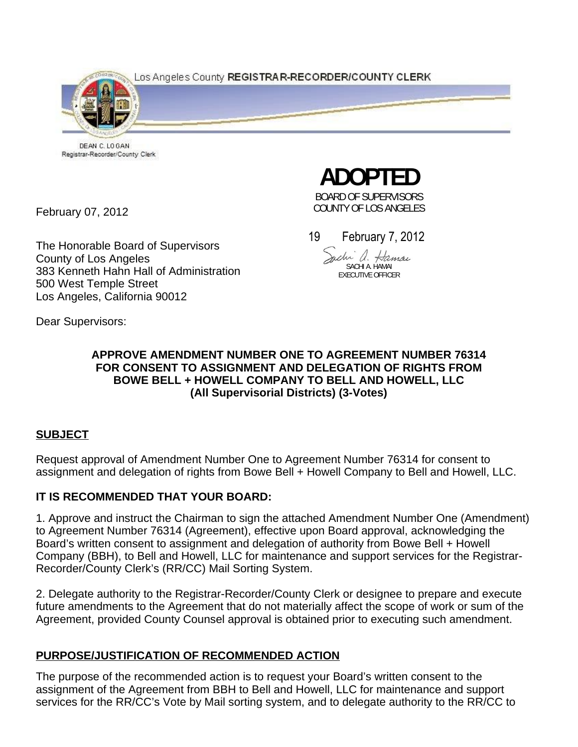Los Angeles County **REGISTRAR-RECORDER/COUNTY CLERK**

DEAN C. LOGAN
Registrar-Recorder/County Clerk

**ADOPTED**

BOARD OF SUPERVISORS
COUNTY OF LOS ANGELES

19 February 7, 2012

SACHI A. HAMAI
EXECUTIVE OFFICER

February 07, 2012

The Honorable Board of Supervisors
County of Los Angeles
383 Kenneth Hahn Hall of Administration
500 West Temple Street
Los Angeles, California 90012

Dear Supervisors:

**APPROVE AMENDMENT NUMBER ONE TO AGREEMENT NUMBER 76314 FOR CONSENT TO ASSIGNMENT AND DELEGATION OF RIGHTS FROM BOWE BELL + HOWELL COMPANY TO BELL AND HOWELL, LLC (All Supervisorial Districts) (3-Votes)**

## SUBJECT

Request approval of Amendment Number One to Agreement Number 76314 for consent to assignment and delegation of rights from Bowe Bell + Howell Company to Bell and Howell, LLC.

## IT IS RECOMMENDED THAT YOUR BOARD:

1. Approve and instruct the Chairman to sign the attached Amendment Number One (Amendment) to Agreement Number 76314 (Agreement), effective upon Board approval, acknowledging the Board's written consent to assignment and delegation of authority from Bowe Bell + Howell Company (BBH), to Bell and Howell, LLC for maintenance and support services for the Registrar-Recorder/County Clerk's (RR/CC) Mail Sorting System.

2. Delegate authority to the Registrar-Recorder/County Clerk or designee to prepare and execute future amendments to the Agreement that do not materially affect the scope of work or sum of the Agreement, provided County Counsel approval is obtained prior to executing such amendment.

## PURPOSE/JUSTIFICATION OF RECOMMENDED ACTION

The purpose of the recommended action is to request your Board's written consent to the assignment of the Agreement from BBH to Bell and Howell, LLC for maintenance and support services for the RR/CC's Vote by Mail sorting system, and to delegate authority to the RR/CC to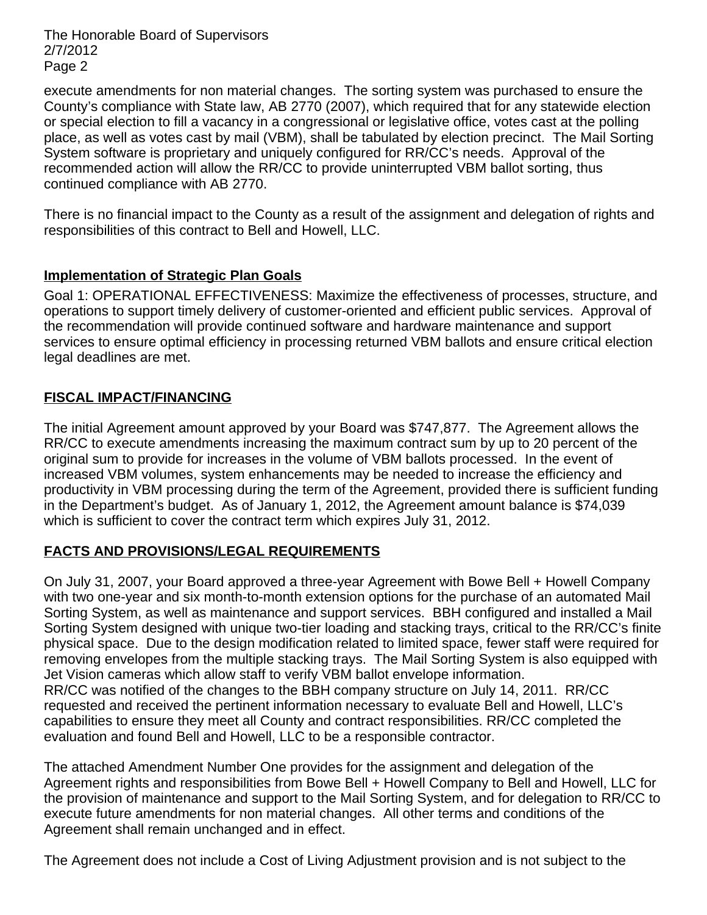execute amendments for non material changes. The sorting system was purchased to ensure the County's compliance with State law, AB 2770 (2007), which required that for any statewide election or special election to fill a vacancy in a congressional or legislative office, votes cast at the polling place, as well as votes cast by mail (VBM), shall be tabulated by election precinct. The Mail Sorting System software is proprietary and uniquely configured for RR/CC's needs. Approval of the recommended action will allow the RR/CC to provide uninterrupted VBM ballot sorting, thus continued compliance with AB 2770.

There is no financial impact to the County as a result of the assignment and delegation of rights and responsibilities of this contract to Bell and Howell, LLC.

**Implementation of Strategic Plan Goals**

Goal 1: OPERATIONAL EFFECTIVENESS: Maximize the effectiveness of processes, structure, and operations to support timely delivery of customer-oriented and efficient public services. Approval of the recommendation will provide continued software and hardware maintenance and support services to ensure optimal efficiency in processing returned VBM ballots and ensure critical election legal deadlines are met.

## FISCAL IMPACT/FINANCING

The initial Agreement amount approved by your Board was $747,877. The Agreement allows the RR/CC to execute amendments increasing the maximum contract sum by up to 20 percent of the original sum to provide for increases in the volume of VBM ballots processed. In the event of increased VBM volumes, system enhancements may be needed to increase the efficiency and productivity in VBM processing during the term of the Agreement, provided there is sufficient funding in the Department's budget. As of January 1, 2012, the Agreement amount balance is $74,039 which is sufficient to cover the contract term which expires July 31, 2012.

## FACTS AND PROVISIONS/LEGAL REQUIREMENTS

On July 31, 2007, your Board approved a three-year Agreement with Bowe Bell + Howell Company with two one-year and six month-to-month extension options for the purchase of an automated Mail Sorting System, as well as maintenance and support services. BBH configured and installed a Mail Sorting System designed with unique two-tier loading and stacking trays, critical to the RR/CC's finite physical space. Due to the design modification related to limited space, fewer staff were required for removing envelopes from the multiple stacking trays. The Mail Sorting System is also equipped with Jet Vision cameras which allow staff to verify VBM ballot envelope information.
RR/CC was notified of the changes to the BBH company structure on July 14, 2011. RR/CC requested and received the pertinent information necessary to evaluate Bell and Howell, LLC's capabilities to ensure they meet all County and contract responsibilities. RR/CC completed the evaluation and found Bell and Howell, LLC to be a responsible contractor.

The attached Amendment Number One provides for the assignment and delegation of the Agreement rights and responsibilities from Bowe Bell + Howell Company to Bell and Howell, LLC for the provision of maintenance and support to the Mail Sorting System, and for delegation to RR/CC to execute future amendments for non material changes. All other terms and conditions of the Agreement shall remain unchanged and in effect.

The Agreement does not include a Cost of Living Adjustment provision and is not subject to the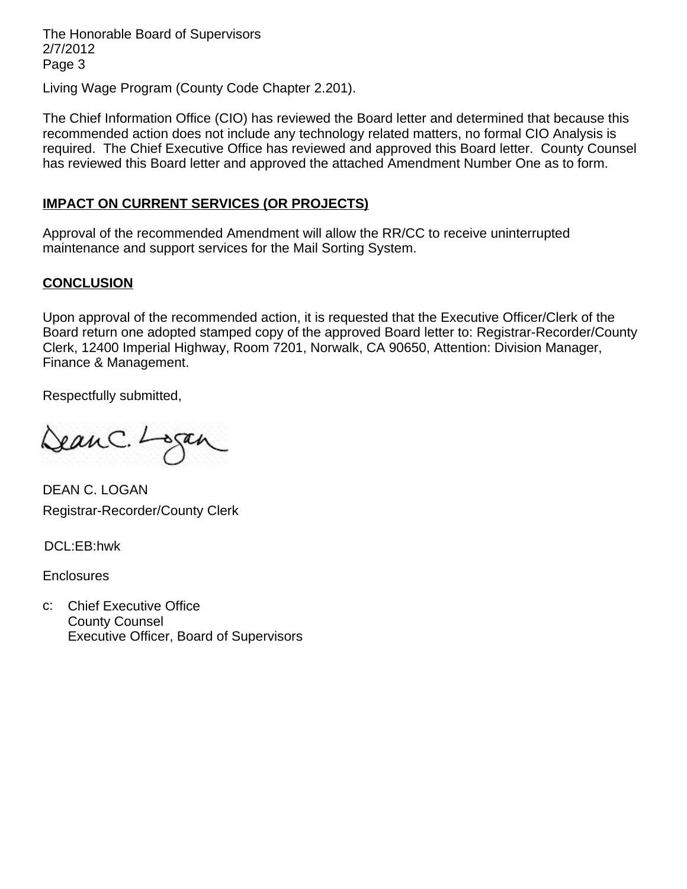Living Wage Program (County Code Chapter 2.201).

The Chief Information Office (CIO) has reviewed the Board letter and determined that because this recommended action does not include any technology related matters, no formal CIO Analysis is required. The Chief Executive Office has reviewed and approved this Board letter. County Counsel has reviewed this Board letter and approved the attached Amendment Number One as to form.

**IMPACT ON CURRENT SERVICES (OR PROJECTS)**

Approval of the recommended Amendment will allow the RR/CC to receive uninterrupted maintenance and support services for the Mail Sorting System.

**CONCLUSION**

Upon approval of the recommended action, it is requested that the Executive Officer/Clerk of the Board return one adopted stamped copy of the approved Board letter to: Registrar-Recorder/County Clerk, 12400 Imperial Highway, Room 7201, Norwalk, CA 90650, Attention: Division Manager, Finance & Management.

Respectfully submitted,

Dean C. Logan

DEAN C. LOGAN
Registrar-Recorder/County Clerk

DCL:EB:hwk

Enclosures

c: Chief Executive Office
County Counsel
Executive Officer, Board of Supervisors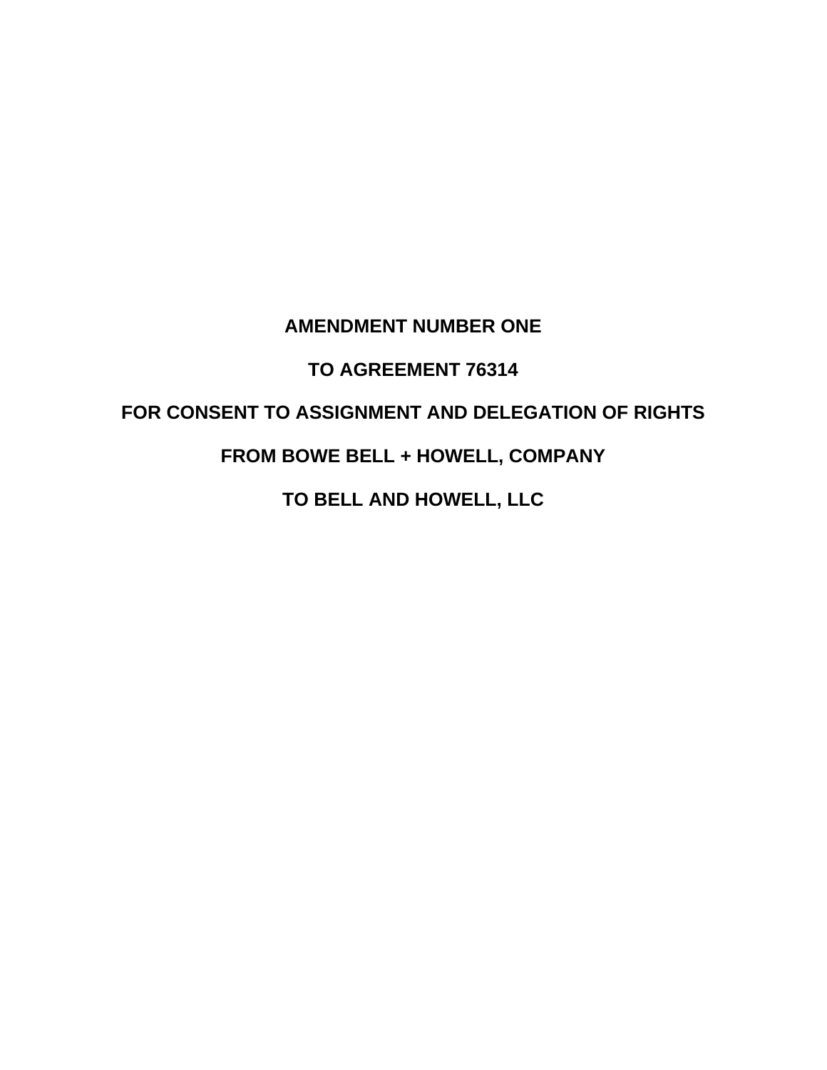# AMENDMENT NUMBER ONE

# TO AGREEMENT 76314

# FOR CONSENT TO ASSIGNMENT AND DELEGATION OF RIGHTS

# FROM BOWE BELL + HOWELL, COMPANY

# TO BELL AND HOWELL, LLC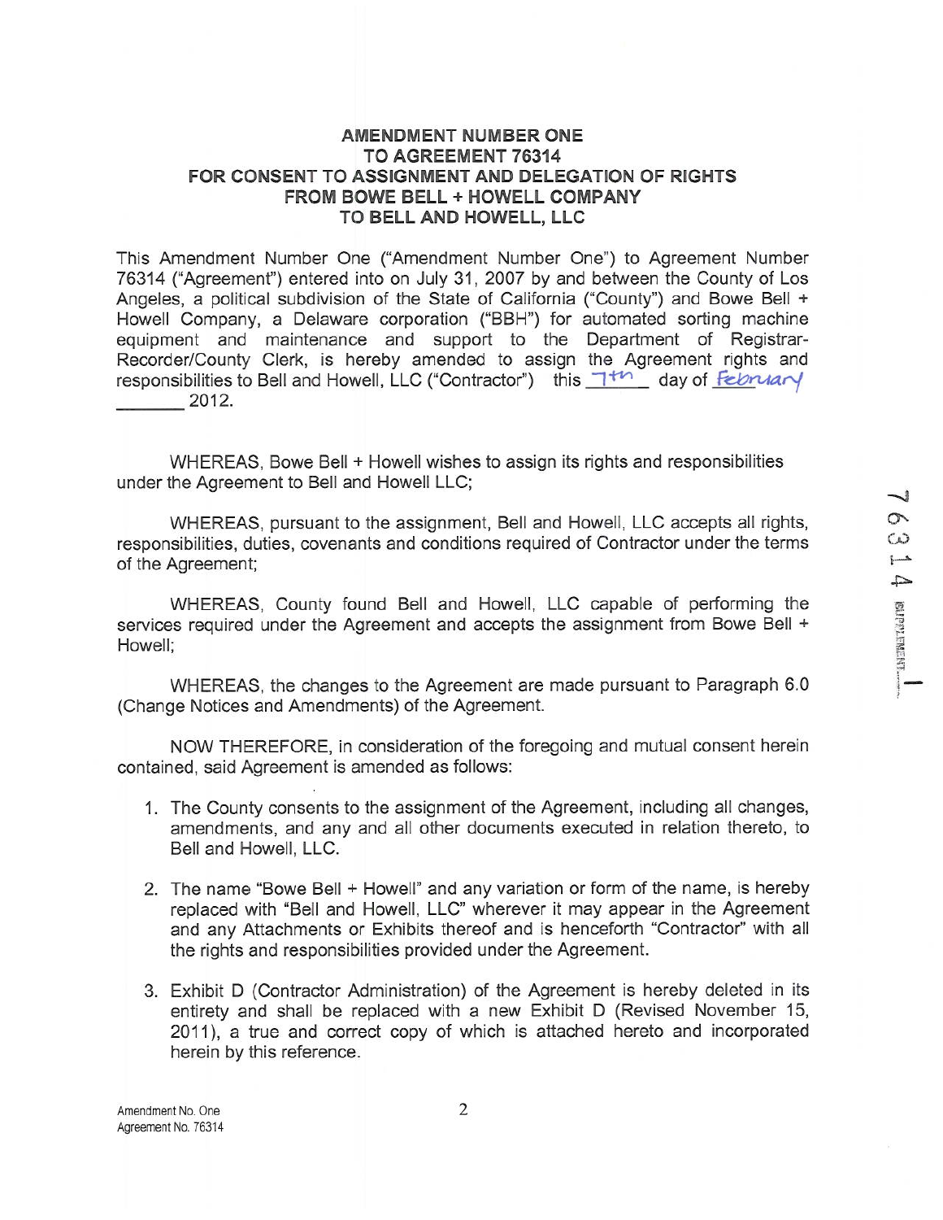# AMENDMENT NUMBER ONE
# TO AGREEMENT 76314
# FOR CONSENT TO ASSIGNMENT AND DELEGATION OF RIGHTS
# FROM BOWE BELL + HOWELL COMPANY
# TO BELL AND HOWELL, LLC

This Amendment Number One ("Amendment Number One") to Agreement Number 76314 ("Agreement") entered into on July 31, 2007 by and between the County of Los Angeles, a political subdivision of the State of California ("County") and Bowe Bell + Howell Company, a Delaware corporation ("BBH") for automated sorting machine equipment and maintenance and support to the Department of Registrar-Recorder/County Clerk, is hereby amended to assign the Agreement rights and responsibilities to Bell and Howell, LLC ("Contractor") this 7th day of February 2012.

WHEREAS, Bowe Bell + Howell wishes to assign its rights and responsibilities under the Agreement to Bell and Howell LLC;

WHEREAS, pursuant to the assignment, Bell and Howell, LLC accepts all rights, responsibilities, duties, covenants and conditions required of Contractor under the terms of the Agreement;

WHEREAS, County found Bell and Howell, LLC capable of performing the services required under the Agreement and accepts the assignment from Bowe Bell + Howell;

WHEREAS, the changes to the Agreement are made pursuant to Paragraph 6.0 (Change Notices and Amendments) of the Agreement.

NOW THEREFORE, in consideration of the foregoing and mutual consent herein contained, said Agreement is amended as follows:

1. The County consents to the assignment of the Agreement, including all changes, amendments, and any and all other documents executed in relation thereto, to Bell and Howell, LLC.
2. The name "Bowe Bell + Howell" and any variation or form of the name, is hereby replaced with "Bell and Howell, LLC" wherever it may appear in the Agreement and any Attachments or Exhibits thereof and is henceforth "Contractor" with all the rights and responsibilities provided under the Agreement.
3. Exhibit D (Contractor Administration) of the Agreement is hereby deleted in its entirety and shall be replaced with a new Exhibit D (Revised November 15, 2011), a true and correct copy of which is attached hereto and incorporated herein by this reference.

76314 SUPPLEMENT 1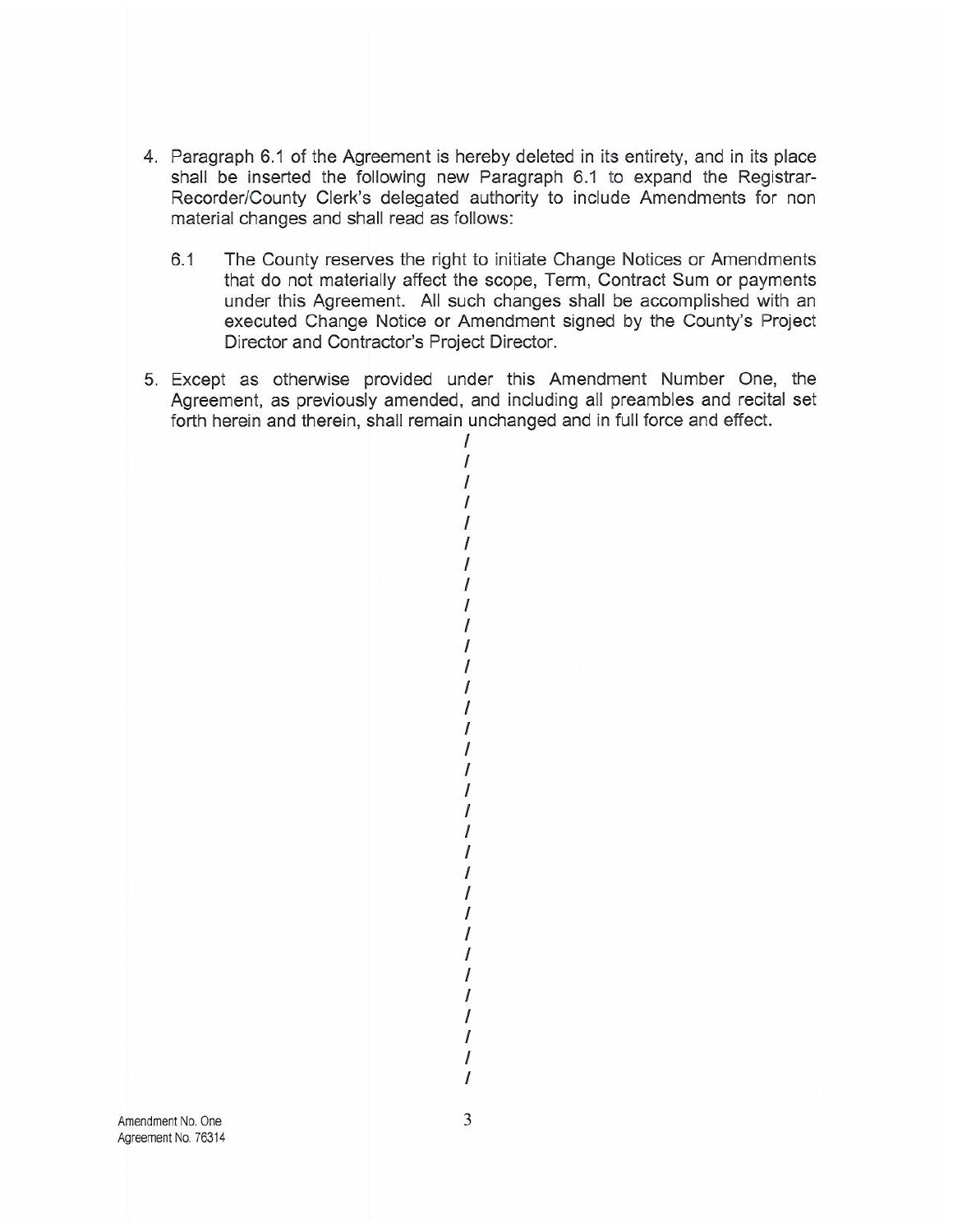4. Paragraph 6.1 of the Agreement is hereby deleted in its entirety, and in its place shall be inserted the following new Paragraph 6.1 to expand the Registrar-Recorder/County Clerk's delegated authority to include Amendments for non material changes and shall read as follows:

   6.1 The County reserves the right to initiate Change Notices or Amendments that do not materially affect the scope, Term, Contract Sum or payments under this Agreement. All such changes shall be accomplished with an executed Change Notice or Amendment signed by the County's Project Director and Contractor's Project Director.

5. Except as otherwise provided under this Amendment Number One, the Agreement, as previously amended, and including all preambles and recital set forth herein and therein, shall remain unchanged and in full force and effect.

/
/
/
/
/
/
/
/
/
/
/
/
/
/
/
/
/
/
/
/
/
/
/
/
/
/
/
/
/
/
/
/

Amendment No. One
Agreement No. 76314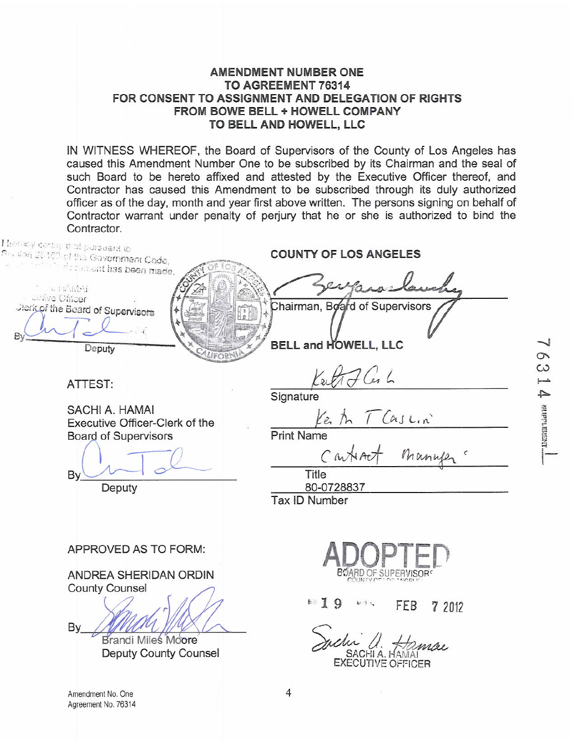# AMENDMENT NUMBER ONE TO AGREEMENT 76314 FOR CONSENT TO ASSIGNMENT AND DELEGATION OF RIGHTS FROM BOWE BELL + HOWELL COMPANY TO BELL AND HOWELL, LLC

IN WITNESS WHEREOF, the Board of Supervisors of the County of Los Angeles has caused this Amendment Number One to be subscribed by its Chairman and the seal of such Board to be hereto affixed and attested by the Executive Officer thereof, and Contractor has caused this Amendment to be subscribed through its duly authorized officer as of the day, month and year first above written. The persons signing on behalf of Contractor warrant under penalty of perjury that he or she is authorized to bind the Contractor.

I hereby certify that pursuant to Section 25103 of the Government Code, delivery of this document has been made.

SACHI A. HAMAI
Executive Officer
Clerk of the Board of Supervisors

By ______________________
Deputy

**COUNTY OF LOS ANGELES**

______________________
Chairman, Board of Supervisors

**BELL and HOWELL, LLC**

______________________
Signature

Keith T Caslin
Print Name

Contract Manager
Title

80-0728837
Tax ID Number

ATTEST:

SACHI A. HAMAI
Executive Officer-Clerk of the Board of Supervisors

By ______________________
Deputy

APPROVED AS TO FORM:

ANDREA SHERIDAN ORDIN
County Counsel

By ______________________
Brandi Miles Moore
Deputy County Counsel

ADOPTED
BOARD OF SUPERVISORS
COUNTY OF LOS ANGELES

19 FEB 7 2012

SACHI A. HAMAI
EXECUTIVE OFFICER

76314 SUPPLEMENT 1

Amendment No. One
Agreement No. 76314